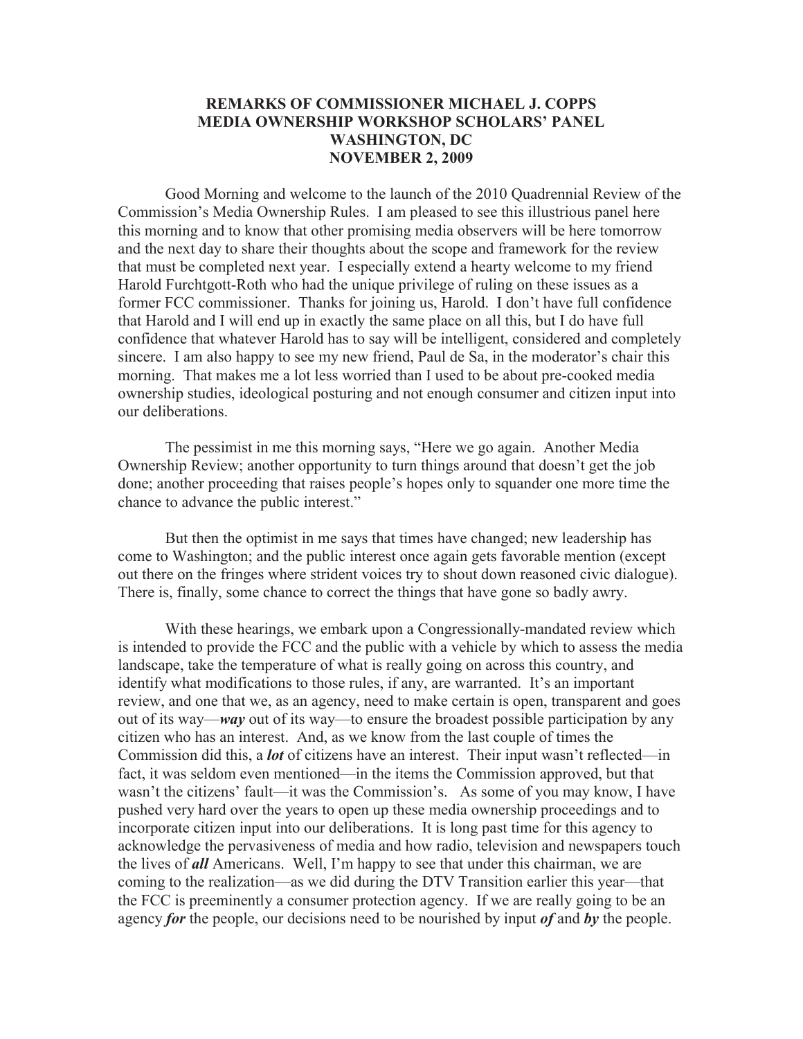# REMARKS OF COMMISSIONER MICHAEL J. COPPS
## MEDIA OWNERSHIP WORKSHOP SCHOLARS' PANEL
## WASHINGTON, DC
## NOVEMBER 2, 2009

Good Morning and welcome to the launch of the 2010 Quadrennial Review of the Commission's Media Ownership Rules. I am pleased to see this illustrious panel here this morning and to know that other promising media observers will be here tomorrow and the next day to share their thoughts about the scope and framework for the review that must be completed next year. I especially extend a hearty welcome to my friend Harold Furchtgott-Roth who had the unique privilege of ruling on these issues as a former FCC commissioner. Thanks for joining us, Harold. I don't have full confidence that Harold and I will end up in exactly the same place on all this, but I do have full confidence that whatever Harold has to say will be intelligent, considered and completely sincere. I am also happy to see my new friend, Paul de Sa, in the moderator's chair this morning. That makes me a lot less worried than I used to be about pre-cooked media ownership studies, ideological posturing and not enough consumer and citizen input into our deliberations.

The pessimist in me this morning says, "Here we go again. Another Media Ownership Review; another opportunity to turn things around that doesn't get the job done; another proceeding that raises people's hopes only to squander one more time the chance to advance the public interest."

But then the optimist in me says that times have changed; new leadership has come to Washington; and the public interest once again gets favorable mention (except out there on the fringes where strident voices try to shout down reasoned civic dialogue). There is, finally, some chance to correct the things that have gone so badly awry.

With these hearings, we embark upon a Congressionally-mandated review which is intended to provide the FCC and the public with a vehicle by which to assess the media landscape, take the temperature of what is really going on across this country, and identify what modifications to those rules, if any, are warranted. It's an important review, and one that we, as an agency, need to make certain is open, transparent and goes out of its way—***way*** out of its way—to ensure the broadest possible participation by any citizen who has an interest. And, as we know from the last couple of times the Commission did this, a ***lot*** of citizens have an interest. Their input wasn't reflected—in fact, it was seldom even mentioned—in the items the Commission approved, but that wasn't the citizens' fault—it was the Commission's. As some of you may know, I have pushed very hard over the years to open up these media ownership proceedings and to incorporate citizen input into our deliberations. It is long past time for this agency to acknowledge the pervasiveness of media and how radio, television and newspapers touch the lives of ***all*** Americans. Well, I'm happy to see that under this chairman, we are coming to the realization—as we did during the DTV Transition earlier this year—that the FCC is preeminently a consumer protection agency. If we are really going to be an agency ***for*** the people, our decisions need to be nourished by input ***of*** and ***by*** the people.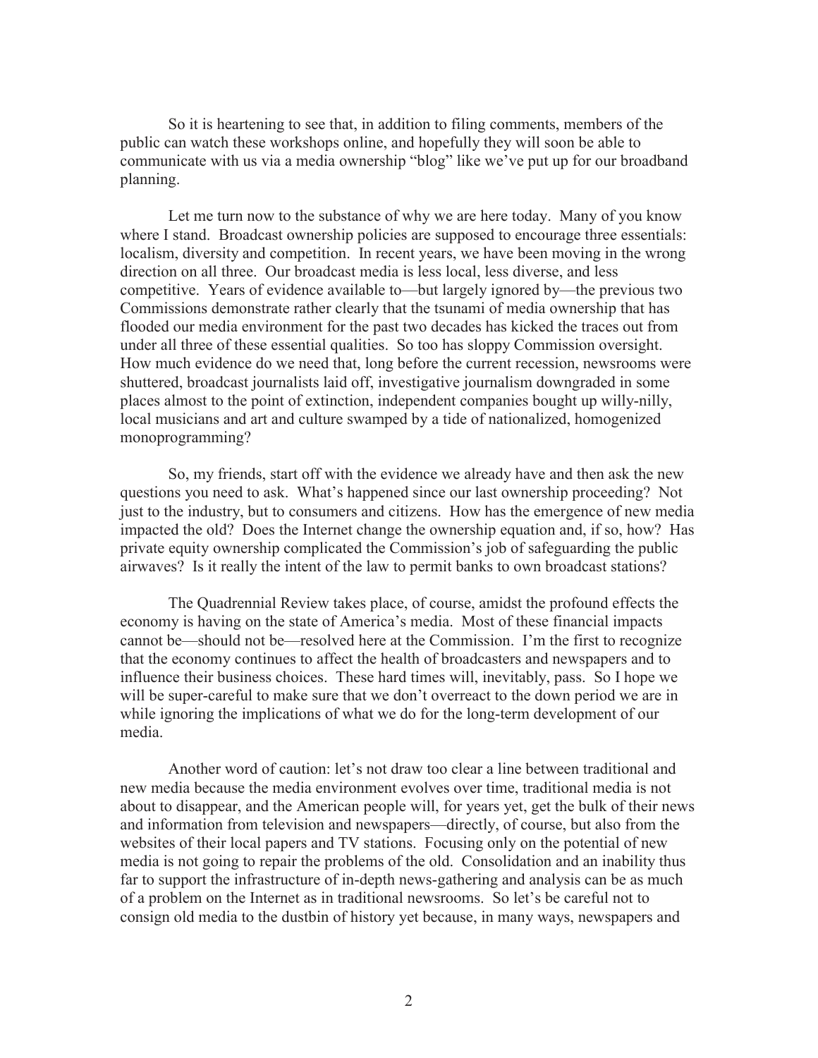So it is heartening to see that, in addition to filing comments, members of the public can watch these workshops online, and hopefully they will soon be able to communicate with us via a media ownership "blog" like we've put up for our broadband planning.

Let me turn now to the substance of why we are here today. Many of you know where I stand. Broadcast ownership policies are supposed to encourage three essentials: localism, diversity and competition. In recent years, we have been moving in the wrong direction on all three. Our broadcast media is less local, less diverse, and less competitive. Years of evidence available to—but largely ignored by—the previous two Commissions demonstrate rather clearly that the tsunami of media ownership that has flooded our media environment for the past two decades has kicked the traces out from under all three of these essential qualities. So too has sloppy Commission oversight. How much evidence do we need that, long before the current recession, newsrooms were shuttered, broadcast journalists laid off, investigative journalism downgraded in some places almost to the point of extinction, independent companies bought up willy-nilly, local musicians and art and culture swamped by a tide of nationalized, homogenized monoprogramming?

So, my friends, start off with the evidence we already have and then ask the new questions you need to ask. What's happened since our last ownership proceeding? Not just to the industry, but to consumers and citizens. How has the emergence of new media impacted the old? Does the Internet change the ownership equation and, if so, how? Has private equity ownership complicated the Commission's job of safeguarding the public airwaves? Is it really the intent of the law to permit banks to own broadcast stations?

The Quadrennial Review takes place, of course, amidst the profound effects the economy is having on the state of America's media. Most of these financial impacts cannot be—should not be—resolved here at the Commission. I'm the first to recognize that the economy continues to affect the health of broadcasters and newspapers and to influence their business choices. These hard times will, inevitably, pass. So I hope we will be super-careful to make sure that we don't overreact to the down period we are in while ignoring the implications of what we do for the long-term development of our media.

Another word of caution: let's not draw too clear a line between traditional and new media because the media environment evolves over time, traditional media is not about to disappear, and the American people will, for years yet, get the bulk of their news and information from television and newspapers—directly, of course, but also from the websites of their local papers and TV stations. Focusing only on the potential of new media is not going to repair the problems of the old. Consolidation and an inability thus far to support the infrastructure of in-depth news-gathering and analysis can be as much of a problem on the Internet as in traditional newsrooms. So let's be careful not to consign old media to the dustbin of history yet because, in many ways, newspapers and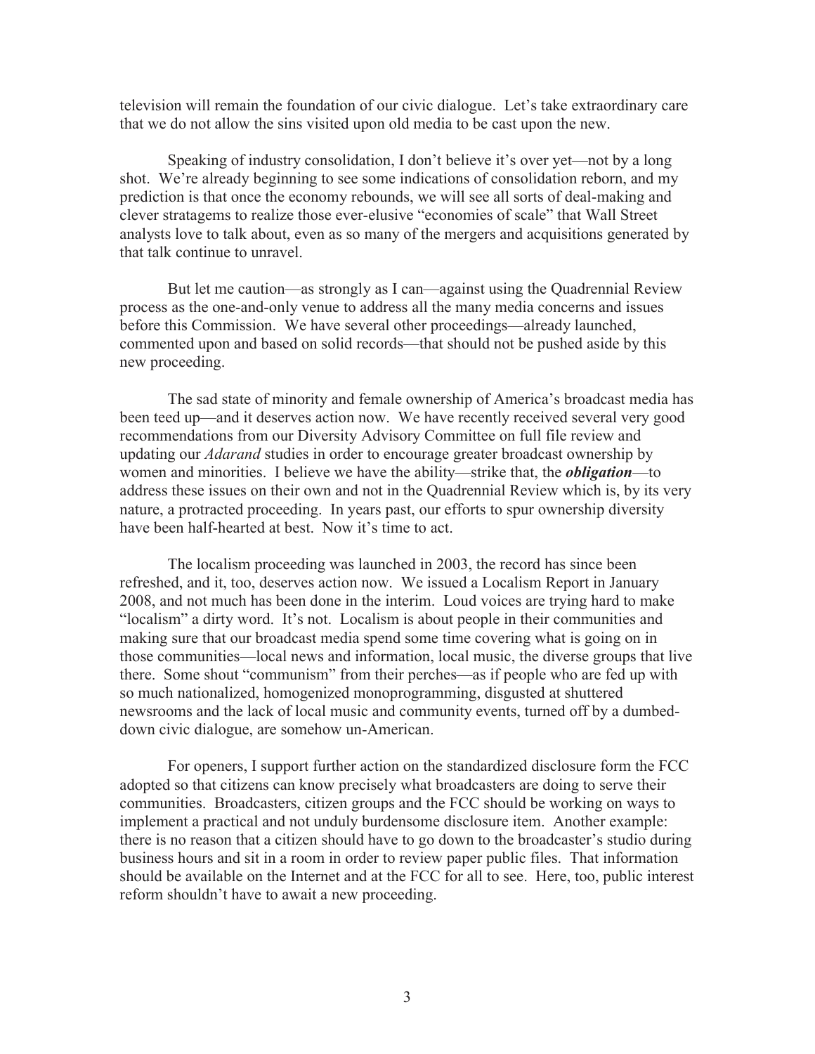television will remain the foundation of our civic dialogue. Let's take extraordinary care that we do not allow the sins visited upon old media to be cast upon the new.

Speaking of industry consolidation, I don't believe it's over yet—not by a long shot. We're already beginning to see some indications of consolidation reborn, and my prediction is that once the economy rebounds, we will see all sorts of deal-making and clever stratagems to realize those ever-elusive "economies of scale" that Wall Street analysts love to talk about, even as so many of the mergers and acquisitions generated by that talk continue to unravel.

But let me caution—as strongly as I can—against using the Quadrennial Review process as the one-and-only venue to address all the many media concerns and issues before this Commission. We have several other proceedings—already launched, commented upon and based on solid records—that should not be pushed aside by this new proceeding.

The sad state of minority and female ownership of America's broadcast media has been teed up—and it deserves action now. We have recently received several very good recommendations from our Diversity Advisory Committee on full file review and updating our *Adarand* studies in order to encourage greater broadcast ownership by women and minorities. I believe we have the ability—strike that, the ***obligation***—to address these issues on their own and not in the Quadrennial Review which is, by its very nature, a protracted proceeding. In years past, our efforts to spur ownership diversity have been half-hearted at best. Now it's time to act.

The localism proceeding was launched in 2003, the record has since been refreshed, and it, too, deserves action now. We issued a Localism Report in January 2008, and not much has been done in the interim. Loud voices are trying hard to make "localism" a dirty word. It's not. Localism is about people in their communities and making sure that our broadcast media spend some time covering what is going on in those communities—local news and information, local music, the diverse groups that live there. Some shout "communism" from their perches—as if people who are fed up with so much nationalized, homogenized monoprogramming, disgusted at shuttered newsrooms and the lack of local music and community events, turned off by a dumbed-down civic dialogue, are somehow un-American.

For openers, I support further action on the standardized disclosure form the FCC adopted so that citizens can know precisely what broadcasters are doing to serve their communities. Broadcasters, citizen groups and the FCC should be working on ways to implement a practical and not unduly burdensome disclosure item. Another example: there is no reason that a citizen should have to go down to the broadcaster's studio during business hours and sit in a room in order to review paper public files. That information should be available on the Internet and at the FCC for all to see. Here, too, public interest reform shouldn't have to await a new proceeding.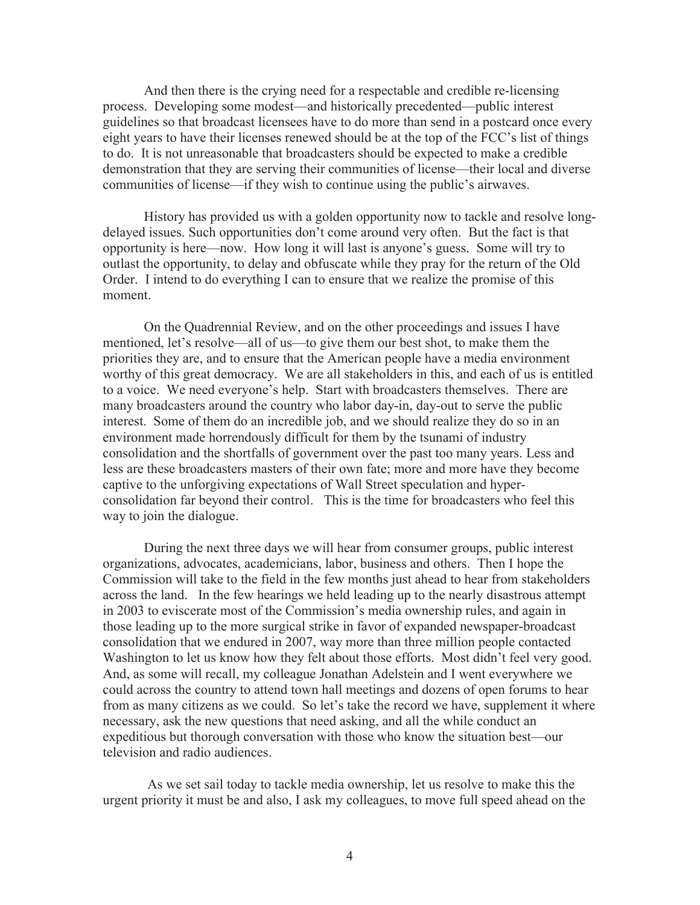And then there is the crying need for a respectable and credible re-licensing process. Developing some modest—and historically precedented—public interest guidelines so that broadcast licensees have to do more than send in a postcard once every eight years to have their licenses renewed should be at the top of the FCC's list of things to do. It is not unreasonable that broadcasters should be expected to make a credible demonstration that they are serving their communities of license—their local and diverse communities of license—if they wish to continue using the public's airwaves.

History has provided us with a golden opportunity now to tackle and resolve long-delayed issues. Such opportunities don't come around very often. But the fact is that opportunity is here—now. How long it will last is anyone's guess. Some will try to outlast the opportunity, to delay and obfuscate while they pray for the return of the Old Order. I intend to do everything I can to ensure that we realize the promise of this moment.

On the Quadrennial Review, and on the other proceedings and issues I have mentioned, let's resolve—all of us—to give them our best shot, to make them the priorities they are, and to ensure that the American people have a media environment worthy of this great democracy. We are all stakeholders in this, and each of us is entitled to a voice. We need everyone's help. Start with broadcasters themselves. There are many broadcasters around the country who labor day-in, day-out to serve the public interest. Some of them do an incredible job, and we should realize they do so in an environment made horrendously difficult for them by the tsunami of industry consolidation and the shortfalls of government over the past too many years. Less and less are these broadcasters masters of their own fate; more and more have they become captive to the unforgiving expectations of Wall Street speculation and hyper-consolidation far beyond their control. This is the time for broadcasters who feel this way to join the dialogue.

During the next three days we will hear from consumer groups, public interest organizations, advocates, academicians, labor, business and others. Then I hope the Commission will take to the field in the few months just ahead to hear from stakeholders across the land. In the few hearings we held leading up to the nearly disastrous attempt in 2003 to eviscerate most of the Commission's media ownership rules, and again in those leading up to the more surgical strike in favor of expanded newspaper-broadcast consolidation that we endured in 2007, way more than three million people contacted Washington to let us know how they felt about those efforts. Most didn't feel very good. And, as some will recall, my colleague Jonathan Adelstein and I went everywhere we could across the country to attend town hall meetings and dozens of open forums to hear from as many citizens as we could. So let's take the record we have, supplement it where necessary, ask the new questions that need asking, and all the while conduct an expeditious but thorough conversation with those who know the situation best—our television and radio audiences.

As we set sail today to tackle media ownership, let us resolve to make this the urgent priority it must be and also, I ask my colleagues, to move full speed ahead on the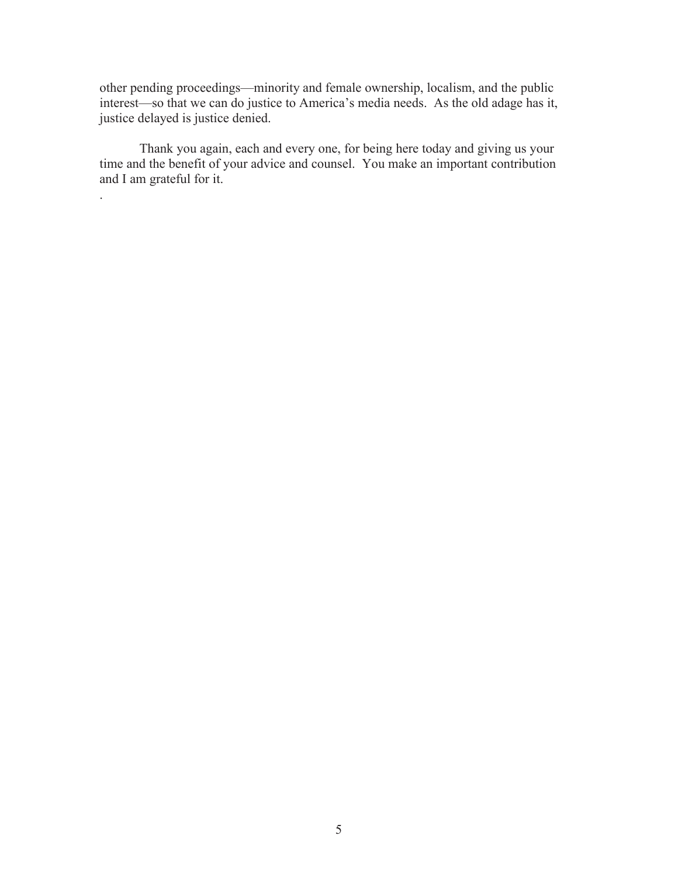other pending proceedings—minority and female ownership, localism, and the public interest—so that we can do justice to America's media needs. As the old adage has it, justice delayed is justice denied.

Thank you again, each and every one, for being here today and giving us your time and the benefit of your advice and counsel. You make an important contribution and I am grateful for it.

.